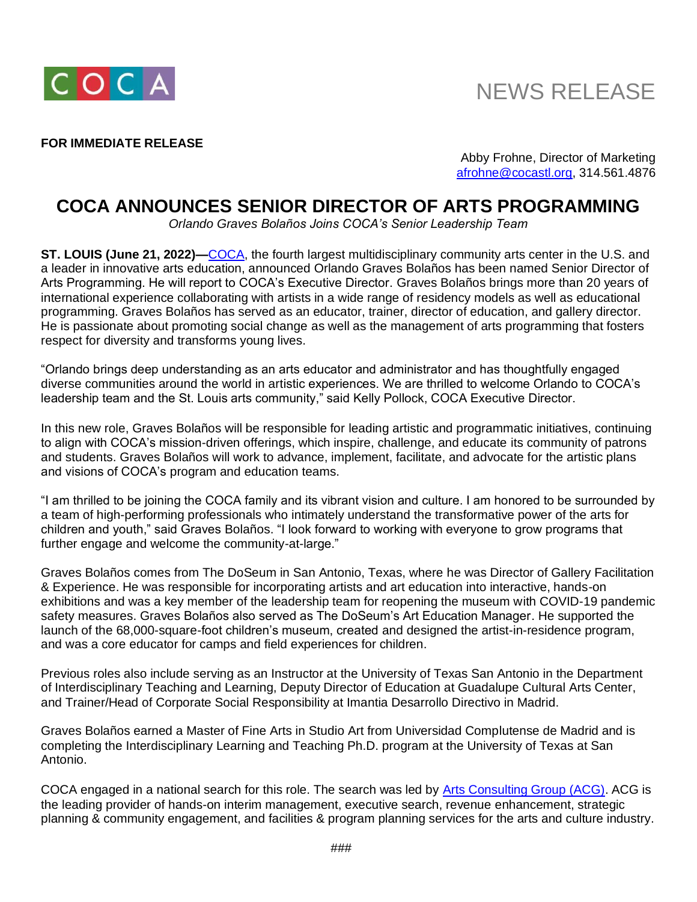COCA

NEWS RELEASE

**FOR IMMEDIATE RELEASE**

Abby Frohne, Director of Marketing
afrohne@cocastl.org, 314.561.4876

# COCA ANNOUNCES SENIOR DIRECTOR OF ARTS PROGRAMMING

*Orlando Graves Bolaños Joins COCA's Senior Leadership Team*

**ST. LOUIS (June 21, 2022)—**COCA, the fourth largest multidisciplinary community arts center in the U.S. and a leader in innovative arts education, announced Orlando Graves Bolaños has been named Senior Director of Arts Programming. He will report to COCA's Executive Director. Graves Bolaños brings more than 20 years of international experience collaborating with artists in a wide range of residency models as well as educational programming. Graves Bolaños has served as an educator, trainer, director of education, and gallery director. He is passionate about promoting social change as well as the management of arts programming that fosters respect for diversity and transforms young lives.

"Orlando brings deep understanding as an arts educator and administrator and has thoughtfully engaged diverse communities around the world in artistic experiences. We are thrilled to welcome Orlando to COCA's leadership team and the St. Louis arts community," said Kelly Pollock, COCA Executive Director.

In this new role, Graves Bolaños will be responsible for leading artistic and programmatic initiatives, continuing to align with COCA's mission-driven offerings, which inspire, challenge, and educate its community of patrons and students. Graves Bolaños will work to advance, implement, facilitate, and advocate for the artistic plans and visions of COCA's program and education teams.

"I am thrilled to be joining the COCA family and its vibrant vision and culture. I am honored to be surrounded by a team of high-performing professionals who intimately understand the transformative power of the arts for children and youth," said Graves Bolaños. "I look forward to working with everyone to grow programs that further engage and welcome the community-at-large."

Graves Bolaños comes from The DoSeum in San Antonio, Texas, where he was Director of Gallery Facilitation & Experience. He was responsible for incorporating artists and art education into interactive, hands-on exhibitions and was a key member of the leadership team for reopening the museum with COVID-19 pandemic safety measures. Graves Bolaños also served as The DoSeum's Art Education Manager. He supported the launch of the 68,000-square-foot children's museum, created and designed the artist-in-residence program, and was a core educator for camps and field experiences for children.

Previous roles also include serving as an Instructor at the University of Texas San Antonio in the Department of Interdisciplinary Teaching and Learning, Deputy Director of Education at Guadalupe Cultural Arts Center, and Trainer/Head of Corporate Social Responsibility at Imantia Desarrollo Directivo in Madrid.

Graves Bolaños earned a Master of Fine Arts in Studio Art from Universidad Complutense de Madrid and is completing the Interdisciplinary Learning and Teaching Ph.D. program at the University of Texas at San Antonio.

COCA engaged in a national search for this role. The search was led by Arts Consulting Group (ACG). ACG is the leading provider of hands-on interim management, executive search, revenue enhancement, strategic planning & community engagement, and facilities & program planning services for the arts and culture industry.

###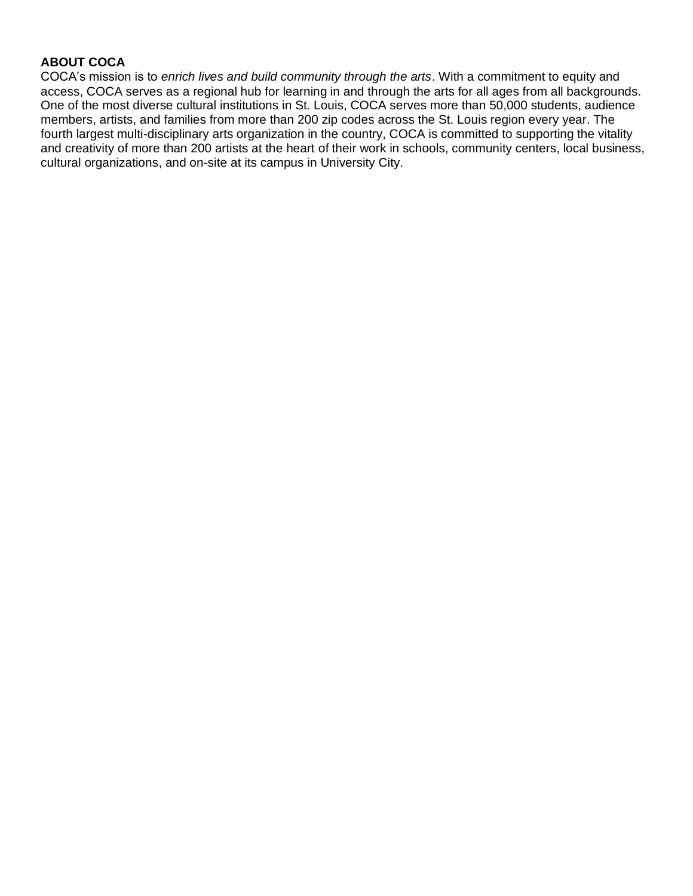**ABOUT COCA**

COCA's mission is to *enrich lives and build community through the arts*. With a commitment to equity and access, COCA serves as a regional hub for learning in and through the arts for all ages from all backgrounds. One of the most diverse cultural institutions in St. Louis, COCA serves more than 50,000 students, audience members, artists, and families from more than 200 zip codes across the St. Louis region every year. The fourth largest multi-disciplinary arts organization in the country, COCA is committed to supporting the vitality and creativity of more than 200 artists at the heart of their work in schools, community centers, local business, cultural organizations, and on-site at its campus in University City.